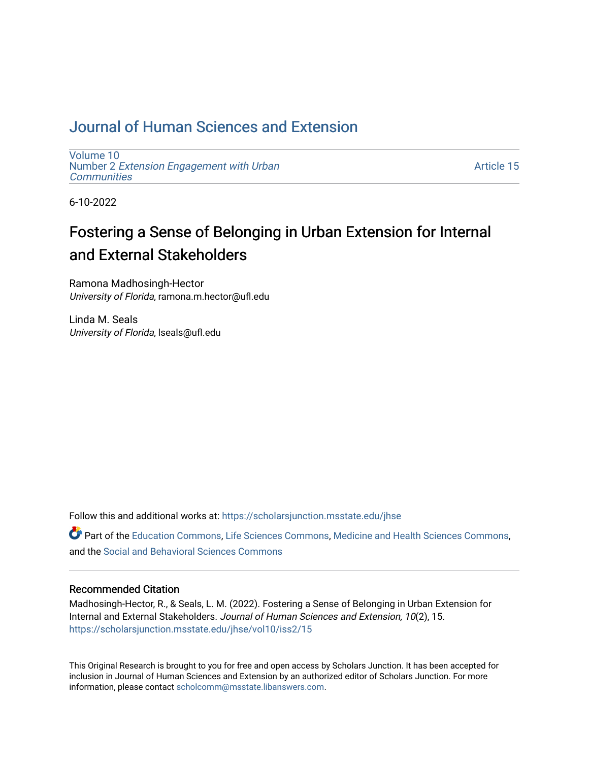# Journal of Human Sciences and Extension

Volume 10
Number 2 *Extension Engagement with Urban Communities*

Article 15

6-10-2022

## Fostering a Sense of Belonging in Urban Extension for Internal and External Stakeholders

Ramona Madhosingh-Hector
*University of Florida*, ramona.m.hector@ufl.edu

Linda M. Seals
*University of Florida*, lseals@ufl.edu

Follow this and additional works at: https://scholarsjunction.msstate.edu/jhse

Part of the Education Commons, Life Sciences Commons, Medicine and Health Sciences Commons, and the Social and Behavioral Sciences Commons

### Recommended Citation

Madhosingh-Hector, R., & Seals, L. M. (2022). Fostering a Sense of Belonging in Urban Extension for Internal and External Stakeholders. *Journal of Human Sciences and Extension, 10*(2), 15. https://scholarsjunction.msstate.edu/jhse/vol10/iss2/15

This Original Research is brought to you for free and open access by Scholars Junction. It has been accepted for inclusion in Journal of Human Sciences and Extension by an authorized editor of Scholars Junction. For more information, please contact scholcomm@msstate.libanswers.com.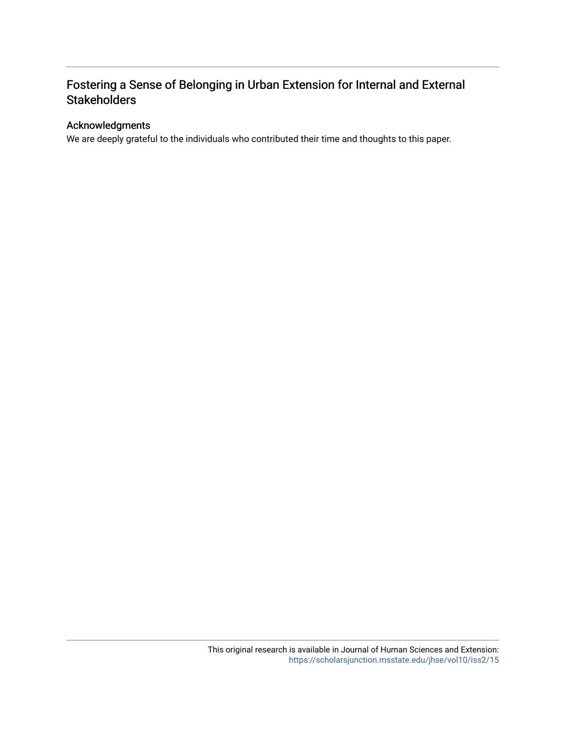# Fostering a Sense of Belonging in Urban Extension for Internal and External Stakeholders

## Acknowledgments

We are deeply grateful to the individuals who contributed their time and thoughts to this paper.

This original research is available in Journal of Human Sciences and Extension: https://scholarsjunction.msstate.edu/jhse/vol10/iss2/15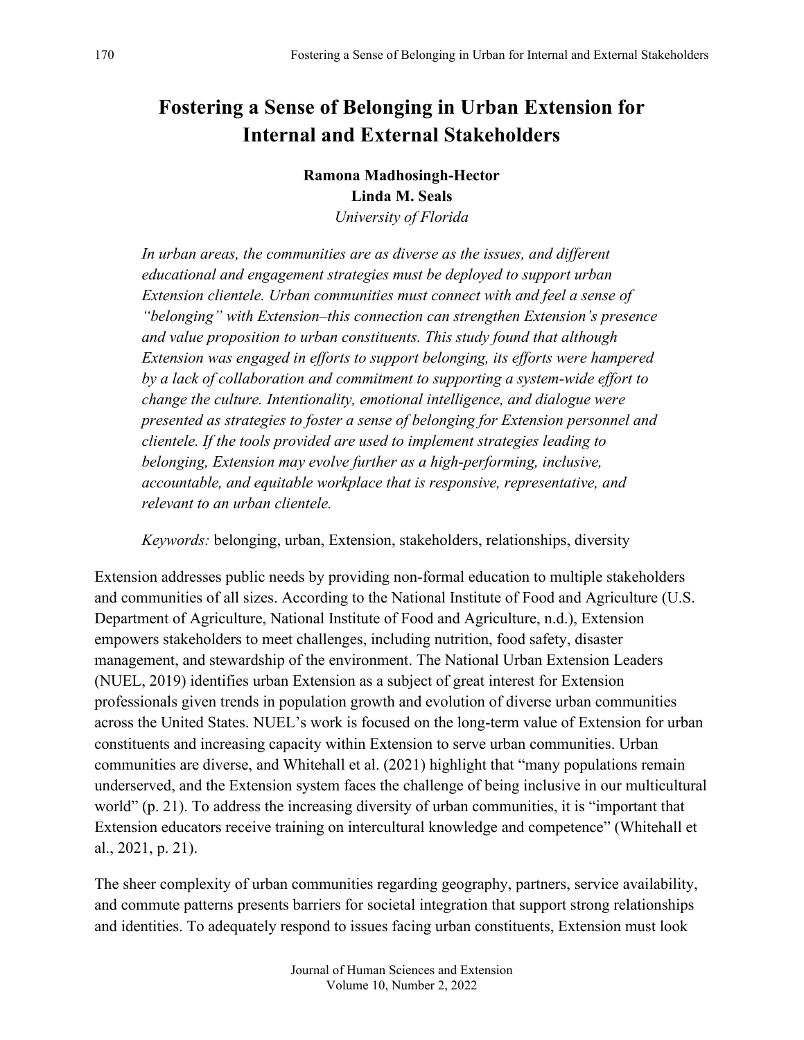# Fostering a Sense of Belonging in Urban Extension for Internal and External Stakeholders

**Ramona Madhosingh-Hector**
**Linda M. Seals**
*University of Florida*

*In urban areas, the communities are as diverse as the issues, and different educational and engagement strategies must be deployed to support urban Extension clientele. Urban communities must connect with and feel a sense of "belonging" with Extension–this connection can strengthen Extension's presence and value proposition to urban constituents. This study found that although Extension was engaged in efforts to support belonging, its efforts were hampered by a lack of collaboration and commitment to supporting a system-wide effort to change the culture. Intentionality, emotional intelligence, and dialogue were presented as strategies to foster a sense of belonging for Extension personnel and clientele. If the tools provided are used to implement strategies leading to belonging, Extension may evolve further as a high-performing, inclusive, accountable, and equitable workplace that is responsive, representative, and relevant to an urban clientele.*

*Keywords:* belonging, urban, Extension, stakeholders, relationships, diversity

Extension addresses public needs by providing non-formal education to multiple stakeholders and communities of all sizes. According to the National Institute of Food and Agriculture (U.S. Department of Agriculture, National Institute of Food and Agriculture, n.d.), Extension empowers stakeholders to meet challenges, including nutrition, food safety, disaster management, and stewardship of the environment. The National Urban Extension Leaders (NUEL, 2019) identifies urban Extension as a subject of great interest for Extension professionals given trends in population growth and evolution of diverse urban communities across the United States. NUEL's work is focused on the long-term value of Extension for urban constituents and increasing capacity within Extension to serve urban communities. Urban communities are diverse, and Whitehall et al. (2021) highlight that "many populations remain underserved, and the Extension system faces the challenge of being inclusive in our multicultural world" (p. 21). To address the increasing diversity of urban communities, it is "important that Extension educators receive training on intercultural knowledge and competence" (Whitehall et al., 2021, p. 21).

The sheer complexity of urban communities regarding geography, partners, service availability, and commute patterns presents barriers for societal integration that support strong relationships and identities. To adequately respond to issues facing urban constituents, Extension must look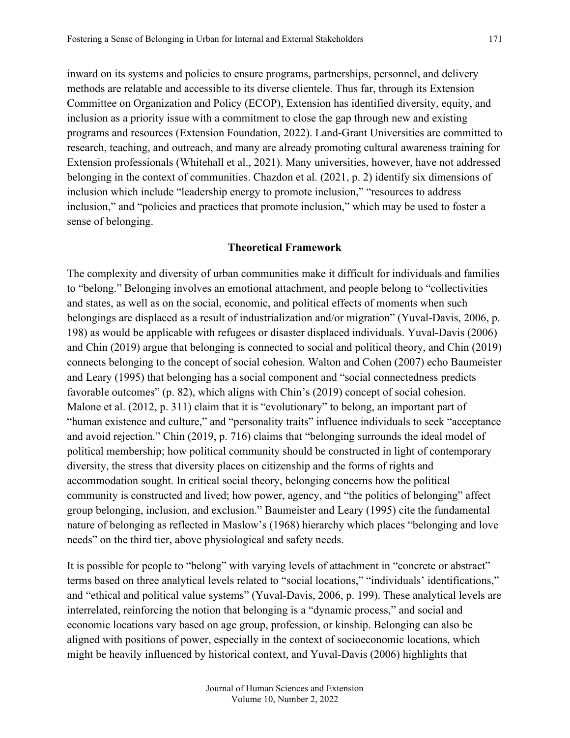inward on its systems and policies to ensure programs, partnerships, personnel, and delivery methods are relatable and accessible to its diverse clientele. Thus far, through its Extension Committee on Organization and Policy (ECOP), Extension has identified diversity, equity, and inclusion as a priority issue with a commitment to close the gap through new and existing programs and resources (Extension Foundation, 2022). Land-Grant Universities are committed to research, teaching, and outreach, and many are already promoting cultural awareness training for Extension professionals (Whitehall et al., 2021). Many universities, however, have not addressed belonging in the context of communities. Chazdon et al. (2021, p. 2) identify six dimensions of inclusion which include "leadership energy to promote inclusion," "resources to address inclusion," and "policies and practices that promote inclusion," which may be used to foster a sense of belonging.

## Theoretical Framework

The complexity and diversity of urban communities make it difficult for individuals and families to "belong." Belonging involves an emotional attachment, and people belong to "collectivities and states, as well as on the social, economic, and political effects of moments when such belongings are displaced as a result of industrialization and/or migration" (Yuval-Davis, 2006, p. 198) as would be applicable with refugees or disaster displaced individuals. Yuval-Davis (2006) and Chin (2019) argue that belonging is connected to social and political theory, and Chin (2019) connects belonging to the concept of social cohesion. Walton and Cohen (2007) echo Baumeister and Leary (1995) that belonging has a social component and "social connectedness predicts favorable outcomes" (p. 82), which aligns with Chin's (2019) concept of social cohesion. Malone et al. (2012, p. 311) claim that it is "evolutionary" to belong, an important part of "human existence and culture," and "personality traits" influence individuals to seek "acceptance and avoid rejection." Chin (2019, p. 716) claims that "belonging surrounds the ideal model of political membership; how political community should be constructed in light of contemporary diversity, the stress that diversity places on citizenship and the forms of rights and accommodation sought. In critical social theory, belonging concerns how the political community is constructed and lived; how power, agency, and "the politics of belonging" affect group belonging, inclusion, and exclusion." Baumeister and Leary (1995) cite the fundamental nature of belonging as reflected in Maslow's (1968) hierarchy which places "belonging and love needs" on the third tier, above physiological and safety needs.

It is possible for people to "belong" with varying levels of attachment in "concrete or abstract" terms based on three analytical levels related to "social locations," "individuals' identifications," and "ethical and political value systems" (Yuval-Davis, 2006, p. 199). These analytical levels are interrelated, reinforcing the notion that belonging is a "dynamic process," and social and economic locations vary based on age group, profession, or kinship. Belonging can also be aligned with positions of power, especially in the context of socioeconomic locations, which might be heavily influenced by historical context, and Yuval-Davis (2006) highlights that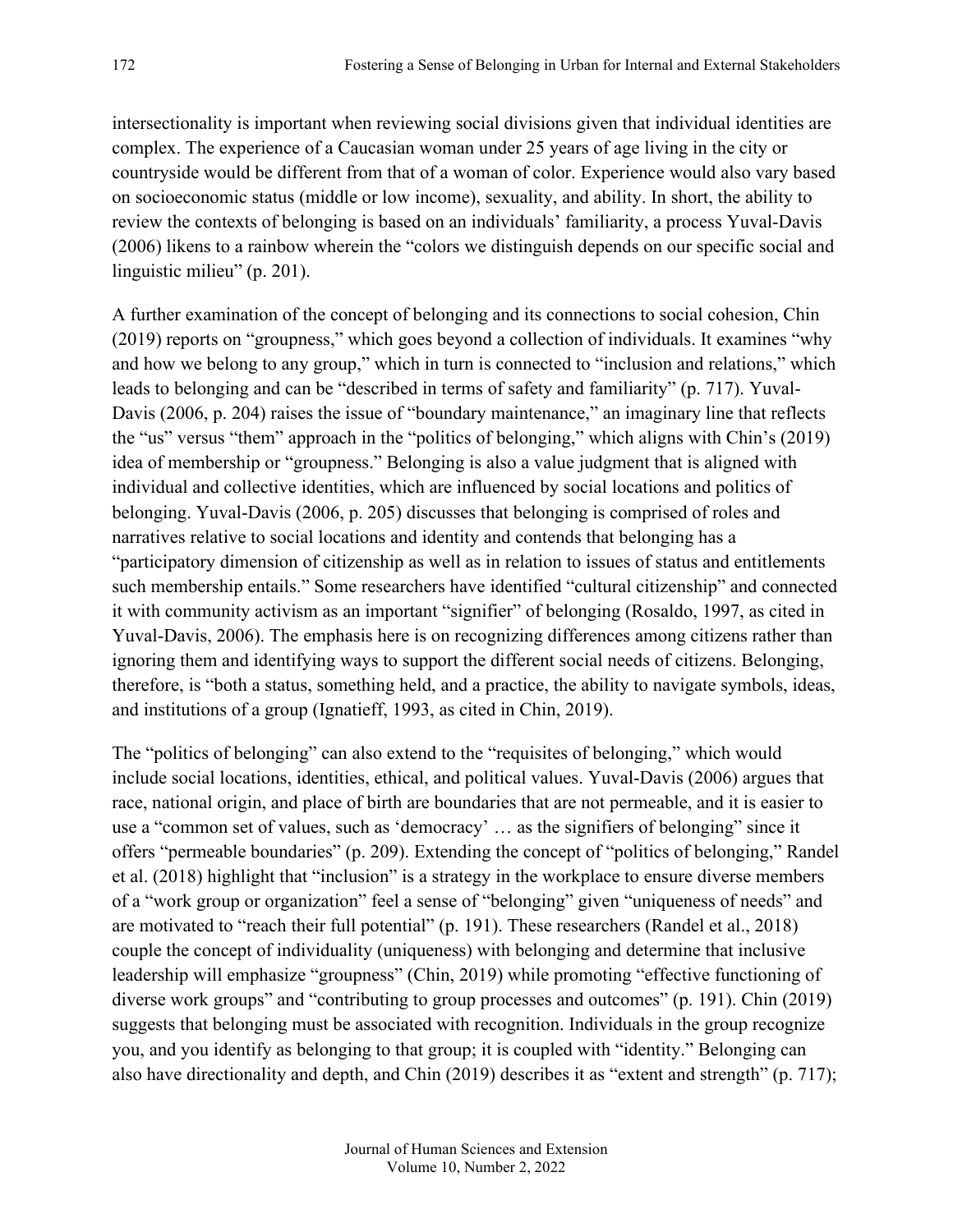intersectionality is important when reviewing social divisions given that individual identities are complex. The experience of a Caucasian woman under 25 years of age living in the city or countryside would be different from that of a woman of color. Experience would also vary based on socioeconomic status (middle or low income), sexuality, and ability. In short, the ability to review the contexts of belonging is based on an individuals' familiarity, a process Yuval-Davis (2006) likens to a rainbow wherein the "colors we distinguish depends on our specific social and linguistic milieu" (p. 201).

A further examination of the concept of belonging and its connections to social cohesion, Chin (2019) reports on "groupness," which goes beyond a collection of individuals. It examines "why and how we belong to any group," which in turn is connected to "inclusion and relations," which leads to belonging and can be "described in terms of safety and familiarity" (p. 717). Yuval-Davis (2006, p. 204) raises the issue of "boundary maintenance," an imaginary line that reflects the "us" versus "them" approach in the "politics of belonging," which aligns with Chin's (2019) idea of membership or "groupness." Belonging is also a value judgment that is aligned with individual and collective identities, which are influenced by social locations and politics of belonging. Yuval-Davis (2006, p. 205) discusses that belonging is comprised of roles and narratives relative to social locations and identity and contends that belonging has a "participatory dimension of citizenship as well as in relation to issues of status and entitlements such membership entails." Some researchers have identified "cultural citizenship" and connected it with community activism as an important "signifier" of belonging (Rosaldo, 1997, as cited in Yuval-Davis, 2006). The emphasis here is on recognizing differences among citizens rather than ignoring them and identifying ways to support the different social needs of citizens. Belonging, therefore, is "both a status, something held, and a practice, the ability to navigate symbols, ideas, and institutions of a group (Ignatieff, 1993, as cited in Chin, 2019).

The "politics of belonging" can also extend to the "requisites of belonging," which would include social locations, identities, ethical, and political values. Yuval-Davis (2006) argues that race, national origin, and place of birth are boundaries that are not permeable, and it is easier to use a "common set of values, such as 'democracy' … as the signifiers of belonging" since it offers "permeable boundaries" (p. 209). Extending the concept of "politics of belonging," Randel et al. (2018) highlight that "inclusion" is a strategy in the workplace to ensure diverse members of a "work group or organization" feel a sense of "belonging" given "uniqueness of needs" and are motivated to "reach their full potential" (p. 191). These researchers (Randel et al., 2018) couple the concept of individuality (uniqueness) with belonging and determine that inclusive leadership will emphasize "groupness" (Chin, 2019) while promoting "effective functioning of diverse work groups" and "contributing to group processes and outcomes" (p. 191). Chin (2019) suggests that belonging must be associated with recognition. Individuals in the group recognize you, and you identify as belonging to that group; it is coupled with "identity." Belonging can also have directionality and depth, and Chin (2019) describes it as "extent and strength" (p. 717);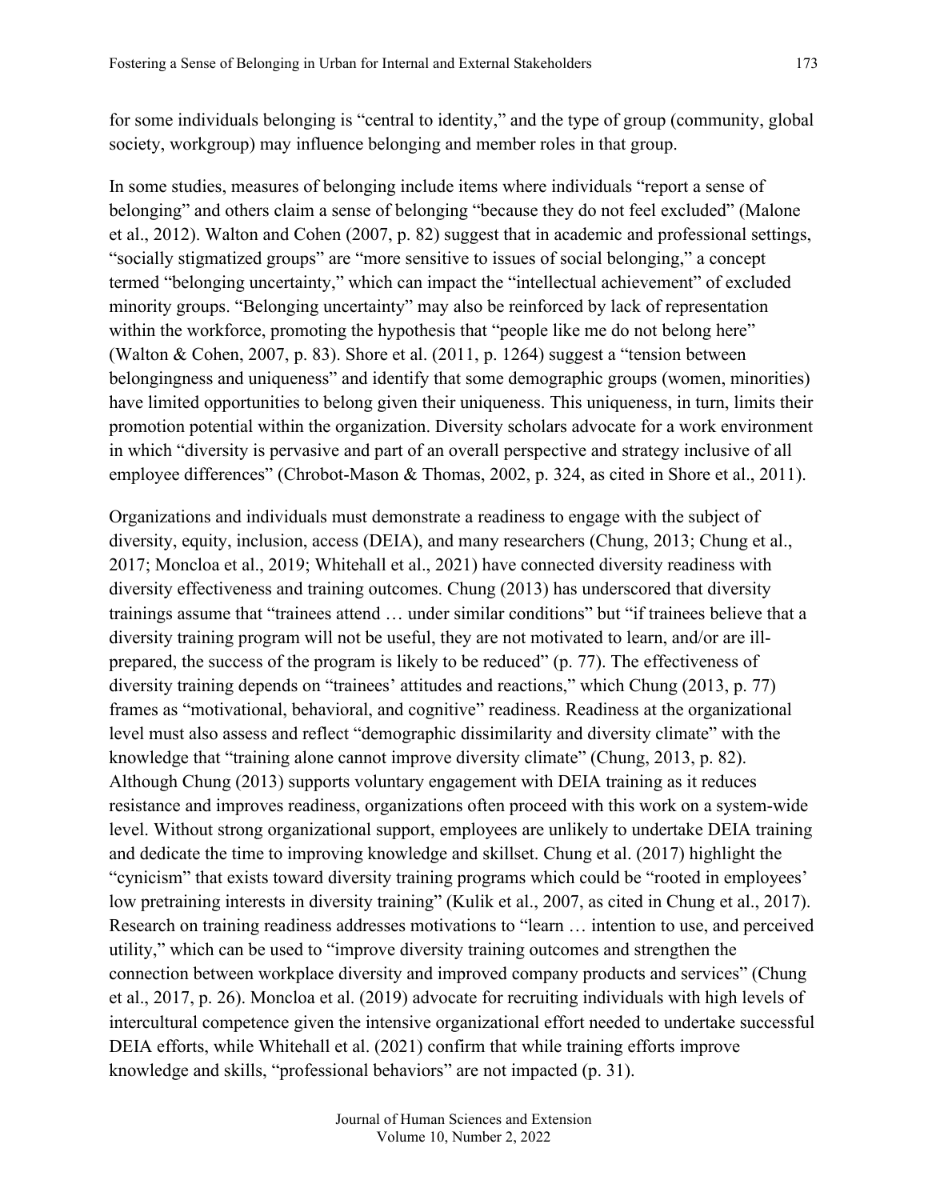for some individuals belonging is "central to identity," and the type of group (community, global society, workgroup) may influence belonging and member roles in that group.

In some studies, measures of belonging include items where individuals "report a sense of belonging" and others claim a sense of belonging "because they do not feel excluded" (Malone et al., 2012). Walton and Cohen (2007, p. 82) suggest that in academic and professional settings, "socially stigmatized groups" are "more sensitive to issues of social belonging," a concept termed "belonging uncertainty," which can impact the "intellectual achievement" of excluded minority groups. "Belonging uncertainty" may also be reinforced by lack of representation within the workforce, promoting the hypothesis that "people like me do not belong here" (Walton & Cohen, 2007, p. 83). Shore et al. (2011, p. 1264) suggest a "tension between belongingness and uniqueness" and identify that some demographic groups (women, minorities) have limited opportunities to belong given their uniqueness. This uniqueness, in turn, limits their promotion potential within the organization. Diversity scholars advocate for a work environment in which "diversity is pervasive and part of an overall perspective and strategy inclusive of all employee differences" (Chrobot-Mason & Thomas, 2002, p. 324, as cited in Shore et al., 2011).

Organizations and individuals must demonstrate a readiness to engage with the subject of diversity, equity, inclusion, access (DEIA), and many researchers (Chung, 2013; Chung et al., 2017; Moncloa et al., 2019; Whitehall et al., 2021) have connected diversity readiness with diversity effectiveness and training outcomes. Chung (2013) has underscored that diversity trainings assume that "trainees attend … under similar conditions" but "if trainees believe that a diversity training program will not be useful, they are not motivated to learn, and/or are ill-prepared, the success of the program is likely to be reduced" (p. 77). The effectiveness of diversity training depends on "trainees' attitudes and reactions," which Chung (2013, p. 77) frames as "motivational, behavioral, and cognitive" readiness. Readiness at the organizational level must also assess and reflect "demographic dissimilarity and diversity climate" with the knowledge that "training alone cannot improve diversity climate" (Chung, 2013, p. 82). Although Chung (2013) supports voluntary engagement with DEIA training as it reduces resistance and improves readiness, organizations often proceed with this work on a system-wide level. Without strong organizational support, employees are unlikely to undertake DEIA training and dedicate the time to improving knowledge and skillset. Chung et al. (2017) highlight the "cynicism" that exists toward diversity training programs which could be "rooted in employees' low pretraining interests in diversity training" (Kulik et al., 2007, as cited in Chung et al., 2017). Research on training readiness addresses motivations to "learn … intention to use, and perceived utility," which can be used to "improve diversity training outcomes and strengthen the connection between workplace diversity and improved company products and services" (Chung et al., 2017, p. 26). Moncloa et al. (2019) advocate for recruiting individuals with high levels of intercultural competence given the intensive organizational effort needed to undertake successful DEIA efforts, while Whitehall et al. (2021) confirm that while training efforts improve knowledge and skills, "professional behaviors" are not impacted (p. 31).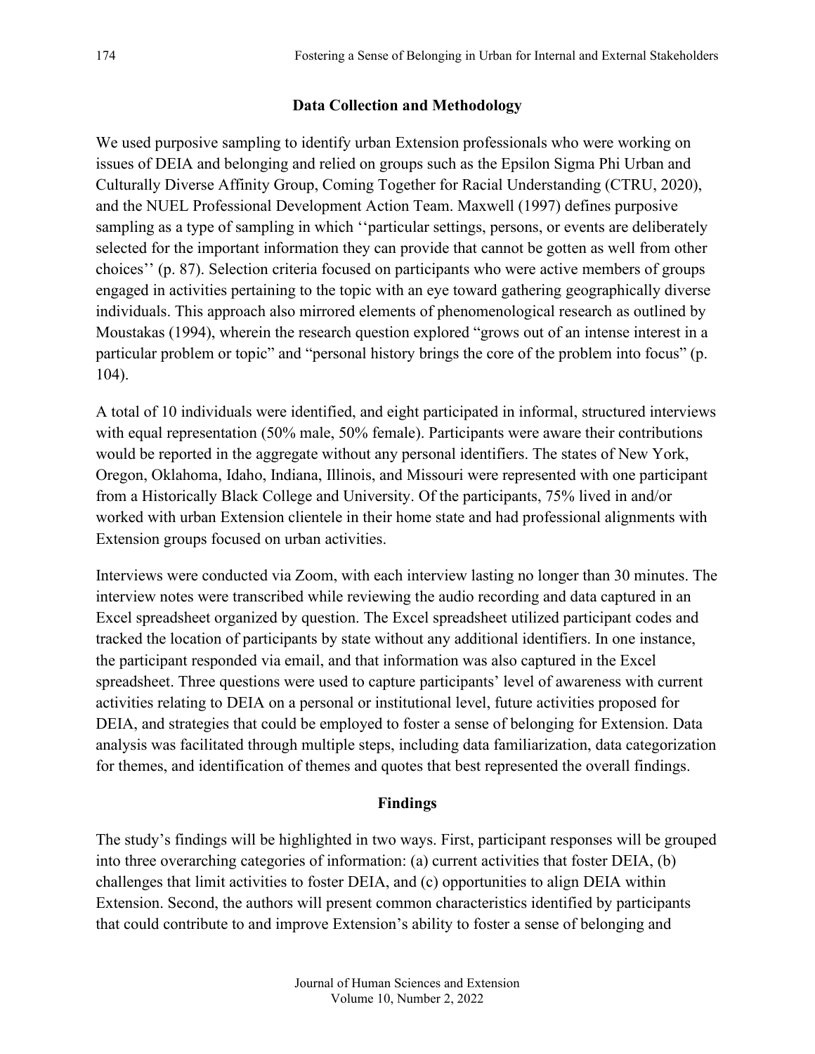## Data Collection and Methodology

We used purposive sampling to identify urban Extension professionals who were working on issues of DEIA and belonging and relied on groups such as the Epsilon Sigma Phi Urban and Culturally Diverse Affinity Group, Coming Together for Racial Understanding (CTRU, 2020), and the NUEL Professional Development Action Team. Maxwell (1997) defines purposive sampling as a type of sampling in which ''particular settings, persons, or events are deliberately selected for the important information they can provide that cannot be gotten as well from other choices'' (p. 87). Selection criteria focused on participants who were active members of groups engaged in activities pertaining to the topic with an eye toward gathering geographically diverse individuals. This approach also mirrored elements of phenomenological research as outlined by Moustakas (1994), wherein the research question explored "grows out of an intense interest in a particular problem or topic" and "personal history brings the core of the problem into focus" (p. 104).

A total of 10 individuals were identified, and eight participated in informal, structured interviews with equal representation (50% male, 50% female). Participants were aware their contributions would be reported in the aggregate without any personal identifiers. The states of New York, Oregon, Oklahoma, Idaho, Indiana, Illinois, and Missouri were represented with one participant from a Historically Black College and University. Of the participants, 75% lived in and/or worked with urban Extension clientele in their home state and had professional alignments with Extension groups focused on urban activities.

Interviews were conducted via Zoom, with each interview lasting no longer than 30 minutes. The interview notes were transcribed while reviewing the audio recording and data captured in an Excel spreadsheet organized by question. The Excel spreadsheet utilized participant codes and tracked the location of participants by state without any additional identifiers. In one instance, the participant responded via email, and that information was also captured in the Excel spreadsheet. Three questions were used to capture participants' level of awareness with current activities relating to DEIA on a personal or institutional level, future activities proposed for DEIA, and strategies that could be employed to foster a sense of belonging for Extension. Data analysis was facilitated through multiple steps, including data familiarization, data categorization for themes, and identification of themes and quotes that best represented the overall findings.

## Findings

The study's findings will be highlighted in two ways. First, participant responses will be grouped into three overarching categories of information: (a) current activities that foster DEIA, (b) challenges that limit activities to foster DEIA, and (c) opportunities to align DEIA within Extension. Second, the authors will present common characteristics identified by participants that could contribute to and improve Extension's ability to foster a sense of belonging and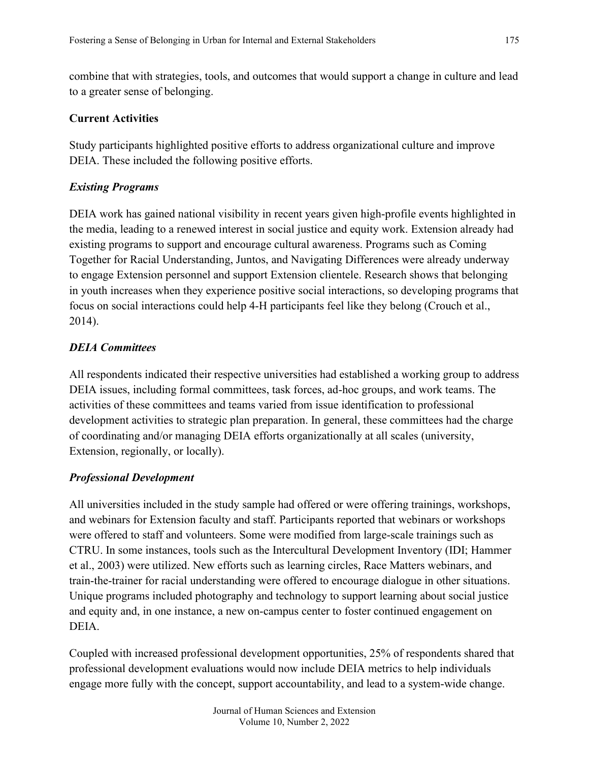combine that with strategies, tools, and outcomes that would support a change in culture and lead to a greater sense of belonging.

## Current Activities

Study participants highlighted positive efforts to address organizational culture and improve DEIA. These included the following positive efforts.

### *Existing Programs*

DEIA work has gained national visibility in recent years given high-profile events highlighted in the media, leading to a renewed interest in social justice and equity work. Extension already had existing programs to support and encourage cultural awareness. Programs such as Coming Together for Racial Understanding, Juntos, and Navigating Differences were already underway to engage Extension personnel and support Extension clientele. Research shows that belonging in youth increases when they experience positive social interactions, so developing programs that focus on social interactions could help 4-H participants feel like they belong (Crouch et al., 2014).

### *DEIA Committees*

All respondents indicated their respective universities had established a working group to address DEIA issues, including formal committees, task forces, ad-hoc groups, and work teams. The activities of these committees and teams varied from issue identification to professional development activities to strategic plan preparation. In general, these committees had the charge of coordinating and/or managing DEIA efforts organizationally at all scales (university, Extension, regionally, or locally).

### *Professional Development*

All universities included in the study sample had offered or were offering trainings, workshops, and webinars for Extension faculty and staff. Participants reported that webinars or workshops were offered to staff and volunteers. Some were modified from large-scale trainings such as CTRU. In some instances, tools such as the Intercultural Development Inventory (IDI; Hammer et al., 2003) were utilized. New efforts such as learning circles, Race Matters webinars, and train-the-trainer for racial understanding were offered to encourage dialogue in other situations. Unique programs included photography and technology to support learning about social justice and equity and, in one instance, a new on-campus center to foster continued engagement on DEIA.

Coupled with increased professional development opportunities, 25% of respondents shared that professional development evaluations would now include DEIA metrics to help individuals engage more fully with the concept, support accountability, and lead to a system-wide change.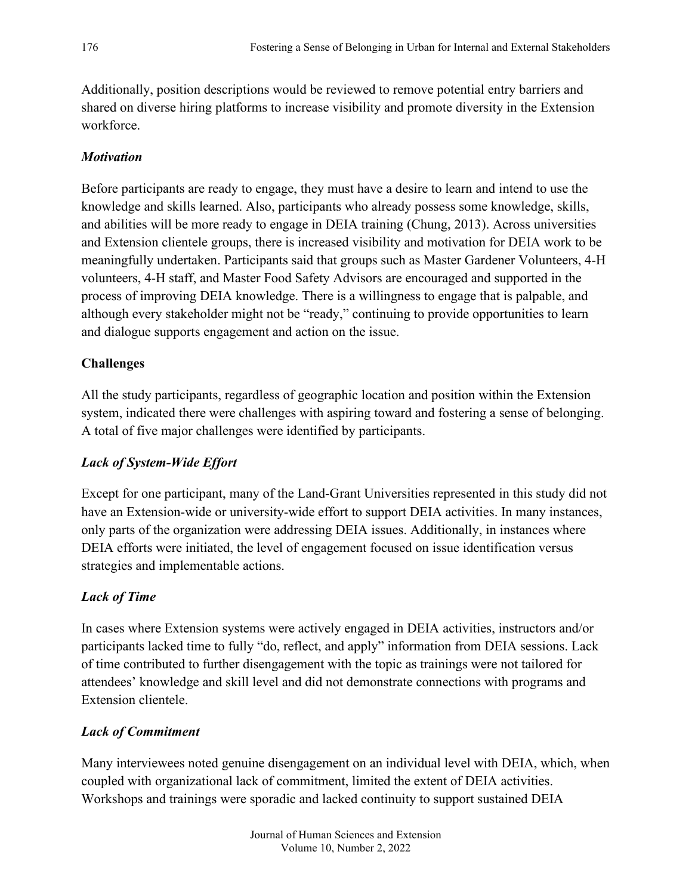Additionally, position descriptions would be reviewed to remove potential entry barriers and shared on diverse hiring platforms to increase visibility and promote diversity in the Extension workforce.

### *Motivation*

Before participants are ready to engage, they must have a desire to learn and intend to use the knowledge and skills learned. Also, participants who already possess some knowledge, skills, and abilities will be more ready to engage in DEIA training (Chung, 2013). Across universities and Extension clientele groups, there is increased visibility and motivation for DEIA work to be meaningfully undertaken. Participants said that groups such as Master Gardener Volunteers, 4-H volunteers, 4-H staff, and Master Food Safety Advisors are encouraged and supported in the process of improving DEIA knowledge. There is a willingness to engage that is palpable, and although every stakeholder might not be "ready," continuing to provide opportunities to learn and dialogue supports engagement and action on the issue.

## Challenges

All the study participants, regardless of geographic location and position within the Extension system, indicated there were challenges with aspiring toward and fostering a sense of belonging. A total of five major challenges were identified by participants.

### *Lack of System-Wide Effort*

Except for one participant, many of the Land-Grant Universities represented in this study did not have an Extension-wide or university-wide effort to support DEIA activities. In many instances, only parts of the organization were addressing DEIA issues. Additionally, in instances where DEIA efforts were initiated, the level of engagement focused on issue identification versus strategies and implementable actions.

### *Lack of Time*

In cases where Extension systems were actively engaged in DEIA activities, instructors and/or participants lacked time to fully "do, reflect, and apply" information from DEIA sessions. Lack of time contributed to further disengagement with the topic as trainings were not tailored for attendees' knowledge and skill level and did not demonstrate connections with programs and Extension clientele.

### *Lack of Commitment*

Many interviewees noted genuine disengagement on an individual level with DEIA, which, when coupled with organizational lack of commitment, limited the extent of DEIA activities. Workshops and trainings were sporadic and lacked continuity to support sustained DEIA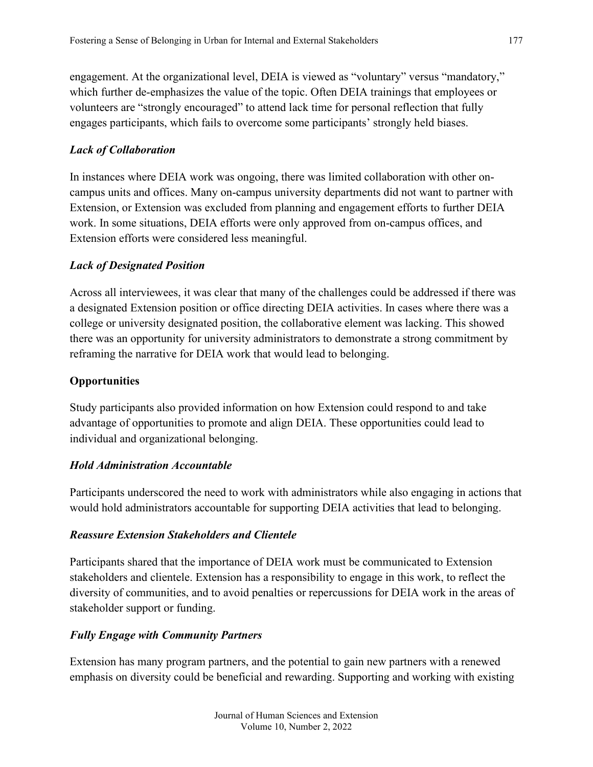engagement. At the organizational level, DEIA is viewed as "voluntary" versus "mandatory," which further de-emphasizes the value of the topic. Often DEIA trainings that employees or volunteers are "strongly encouraged" to attend lack time for personal reflection that fully engages participants, which fails to overcome some participants' strongly held biases.

### *Lack of Collaboration*

In instances where DEIA work was ongoing, there was limited collaboration with other on-campus units and offices. Many on-campus university departments did not want to partner with Extension, or Extension was excluded from planning and engagement efforts to further DEIA work. In some situations, DEIA efforts were only approved from on-campus offices, and Extension efforts were considered less meaningful.

### *Lack of Designated Position*

Across all interviewees, it was clear that many of the challenges could be addressed if there was a designated Extension position or office directing DEIA activities. In cases where there was a college or university designated position, the collaborative element was lacking. This showed there was an opportunity for university administrators to demonstrate a strong commitment by reframing the narrative for DEIA work that would lead to belonging.

## **Opportunities**

Study participants also provided information on how Extension could respond to and take advantage of opportunities to promote and align DEIA. These opportunities could lead to individual and organizational belonging.

### *Hold Administration Accountable*

Participants underscored the need to work with administrators while also engaging in actions that would hold administrators accountable for supporting DEIA activities that lead to belonging.

### *Reassure Extension Stakeholders and Clientele*

Participants shared that the importance of DEIA work must be communicated to Extension stakeholders and clientele. Extension has a responsibility to engage in this work, to reflect the diversity of communities, and to avoid penalties or repercussions for DEIA work in the areas of stakeholder support or funding.

### *Fully Engage with Community Partners*

Extension has many program partners, and the potential to gain new partners with a renewed emphasis on diversity could be beneficial and rewarding. Supporting and working with existing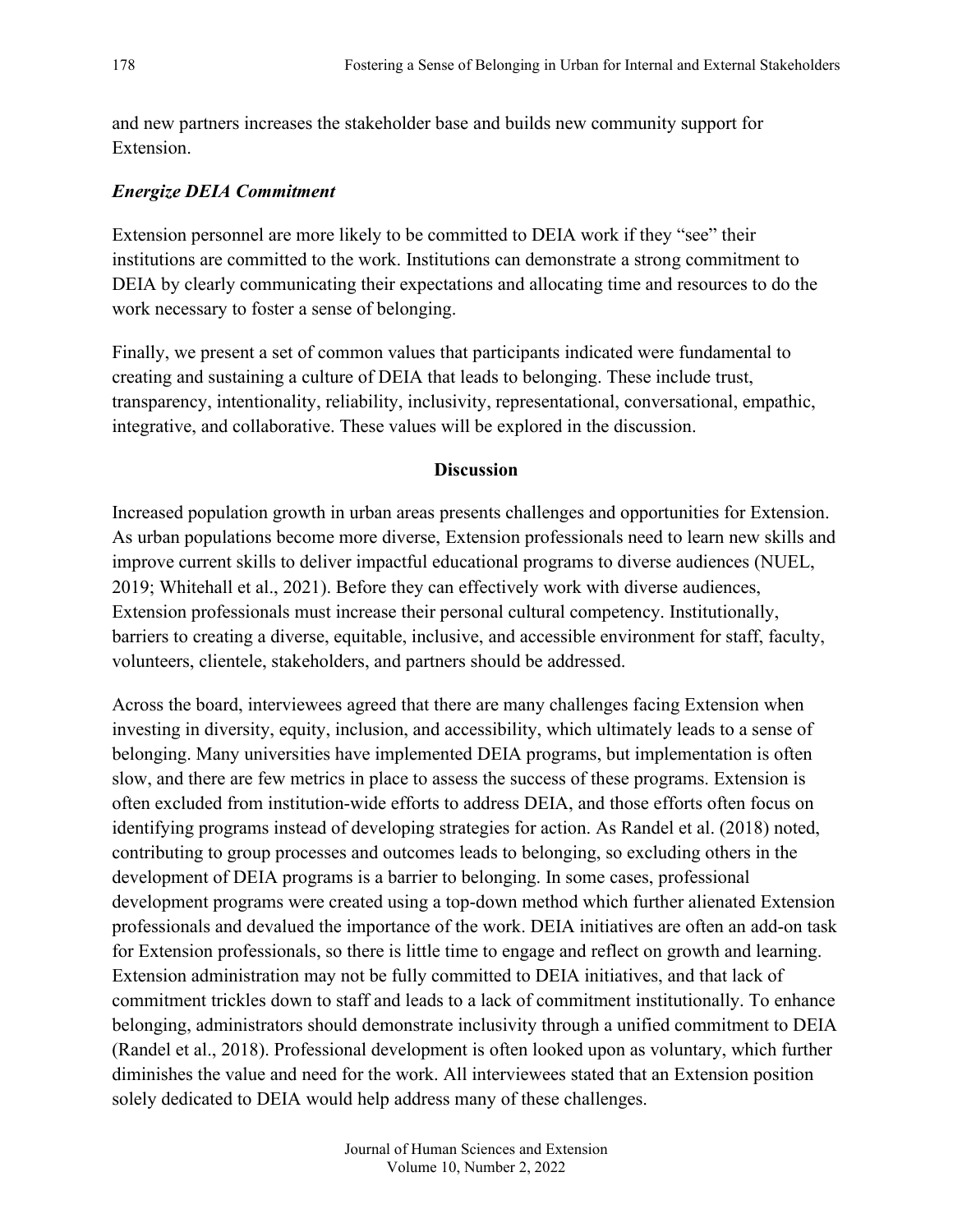and new partners increases the stakeholder base and builds new community support for Extension.

### *Energize DEIA Commitment*

Extension personnel are more likely to be committed to DEIA work if they "see" their institutions are committed to the work. Institutions can demonstrate a strong commitment to DEIA by clearly communicating their expectations and allocating time and resources to do the work necessary to foster a sense of belonging.

Finally, we present a set of common values that participants indicated were fundamental to creating and sustaining a culture of DEIA that leads to belonging. These include trust, transparency, intentionality, reliability, inclusivity, representational, conversational, empathic, integrative, and collaborative. These values will be explored in the discussion.

## Discussion

Increased population growth in urban areas presents challenges and opportunities for Extension. As urban populations become more diverse, Extension professionals need to learn new skills and improve current skills to deliver impactful educational programs to diverse audiences (NUEL, 2019; Whitehall et al., 2021). Before they can effectively work with diverse audiences, Extension professionals must increase their personal cultural competency. Institutionally, barriers to creating a diverse, equitable, inclusive, and accessible environment for staff, faculty, volunteers, clientele, stakeholders, and partners should be addressed.

Across the board, interviewees agreed that there are many challenges facing Extension when investing in diversity, equity, inclusion, and accessibility, which ultimately leads to a sense of belonging. Many universities have implemented DEIA programs, but implementation is often slow, and there are few metrics in place to assess the success of these programs. Extension is often excluded from institution-wide efforts to address DEIA, and those efforts often focus on identifying programs instead of developing strategies for action. As Randel et al. (2018) noted, contributing to group processes and outcomes leads to belonging, so excluding others in the development of DEIA programs is a barrier to belonging. In some cases, professional development programs were created using a top-down method which further alienated Extension professionals and devalued the importance of the work. DEIA initiatives are often an add-on task for Extension professionals, so there is little time to engage and reflect on growth and learning. Extension administration may not be fully committed to DEIA initiatives, and that lack of commitment trickles down to staff and leads to a lack of commitment institutionally. To enhance belonging, administrators should demonstrate inclusivity through a unified commitment to DEIA (Randel et al., 2018). Professional development is often looked upon as voluntary, which further diminishes the value and need for the work. All interviewees stated that an Extension position solely dedicated to DEIA would help address many of these challenges.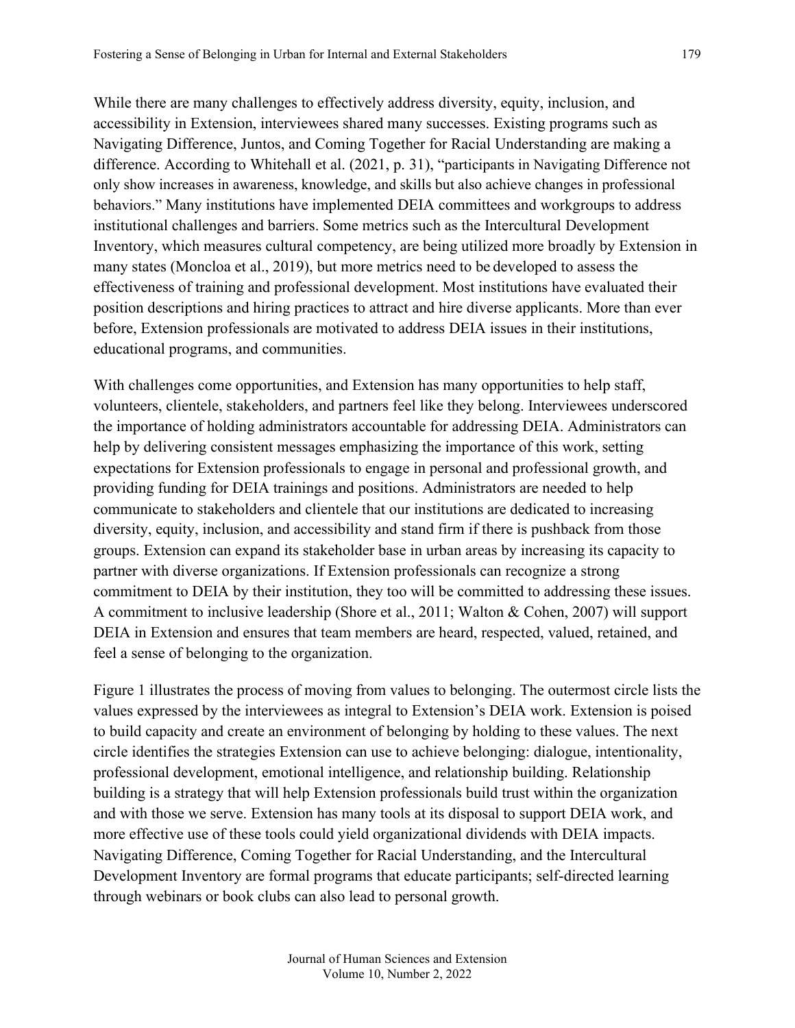While there are many challenges to effectively address diversity, equity, inclusion, and accessibility in Extension, interviewees shared many successes. Existing programs such as Navigating Difference, Juntos, and Coming Together for Racial Understanding are making a difference. According to Whitehall et al. (2021, p. 31), "participants in Navigating Difference not only show increases in awareness, knowledge, and skills but also achieve changes in professional behaviors." Many institutions have implemented DEIA committees and workgroups to address institutional challenges and barriers. Some metrics such as the Intercultural Development Inventory, which measures cultural competency, are being utilized more broadly by Extension in many states (Moncloa et al., 2019), but more metrics need to be developed to assess the effectiveness of training and professional development. Most institutions have evaluated their position descriptions and hiring practices to attract and hire diverse applicants. More than ever before, Extension professionals are motivated to address DEIA issues in their institutions, educational programs, and communities.

With challenges come opportunities, and Extension has many opportunities to help staff, volunteers, clientele, stakeholders, and partners feel like they belong. Interviewees underscored the importance of holding administrators accountable for addressing DEIA. Administrators can help by delivering consistent messages emphasizing the importance of this work, setting expectations for Extension professionals to engage in personal and professional growth, and providing funding for DEIA trainings and positions. Administrators are needed to help communicate to stakeholders and clientele that our institutions are dedicated to increasing diversity, equity, inclusion, and accessibility and stand firm if there is pushback from those groups. Extension can expand its stakeholder base in urban areas by increasing its capacity to partner with diverse organizations. If Extension professionals can recognize a strong commitment to DEIA by their institution, they too will be committed to addressing these issues. A commitment to inclusive leadership (Shore et al., 2011; Walton & Cohen, 2007) will support DEIA in Extension and ensures that team members are heard, respected, valued, retained, and feel a sense of belonging to the organization.

Figure 1 illustrates the process of moving from values to belonging. The outermost circle lists the values expressed by the interviewees as integral to Extension's DEIA work. Extension is poised to build capacity and create an environment of belonging by holding to these values. The next circle identifies the strategies Extension can use to achieve belonging: dialogue, intentionality, professional development, emotional intelligence, and relationship building. Relationship building is a strategy that will help Extension professionals build trust within the organization and with those we serve. Extension has many tools at its disposal to support DEIA work, and more effective use of these tools could yield organizational dividends with DEIA impacts. Navigating Difference, Coming Together for Racial Understanding, and the Intercultural Development Inventory are formal programs that educate participants; self-directed learning through webinars or book clubs can also lead to personal growth.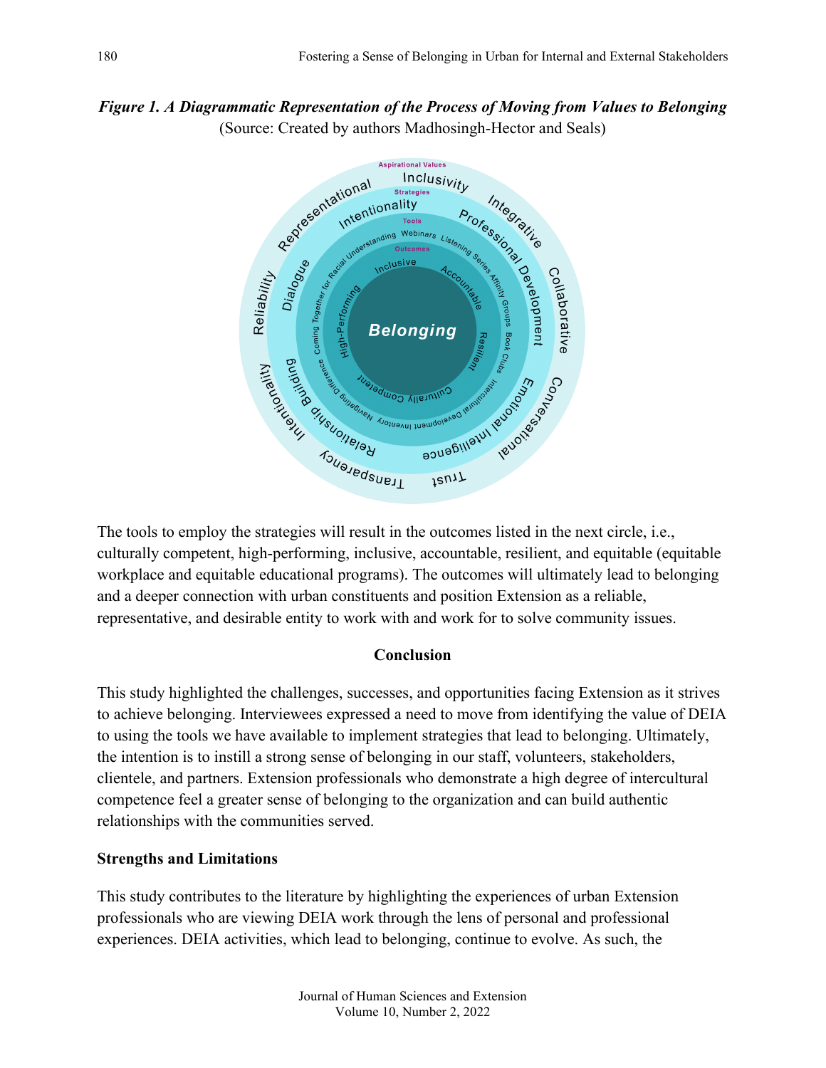***Figure 1. A Diagrammatic Representation of the Process of Moving from Values to Belonging***
(Source: Created by authors Madhosingh-Hector and Seals)

The tools to employ the strategies will result in the outcomes listed in the next circle, i.e., culturally competent, high-performing, inclusive, accountable, resilient, and equitable (equitable workplace and equitable educational programs). The outcomes will ultimately lead to belonging and a deeper connection with urban constituents and position Extension as a reliable, representative, and desirable entity to work with and work for to solve community issues.

## Conclusion

This study highlighted the challenges, successes, and opportunities facing Extension as it strives to achieve belonging. Interviewees expressed a need to move from identifying the value of DEIA to using the tools we have available to implement strategies that lead to belonging. Ultimately, the intention is to instill a strong sense of belonging in our staff, volunteers, stakeholders, clientele, and partners. Extension professionals who demonstrate a high degree of intercultural competence feel a greater sense of belonging to the organization and can build authentic relationships with the communities served.

### Strengths and Limitations

This study contributes to the literature by highlighting the experiences of urban Extension professionals who are viewing DEIA work through the lens of personal and professional experiences. DEIA activities, which lead to belonging, continue to evolve. As such, the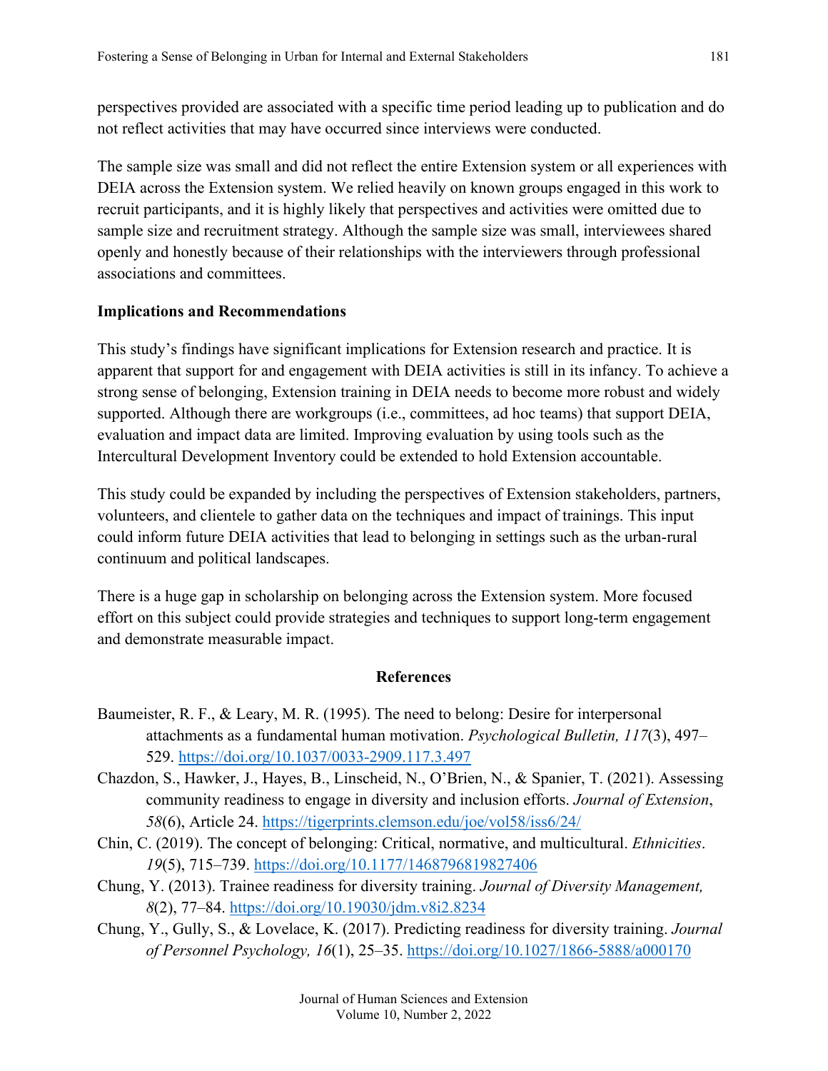perspectives provided are associated with a specific time period leading up to publication and do not reflect activities that may have occurred since interviews were conducted.

The sample size was small and did not reflect the entire Extension system or all experiences with DEIA across the Extension system. We relied heavily on known groups engaged in this work to recruit participants, and it is highly likely that perspectives and activities were omitted due to sample size and recruitment strategy. Although the sample size was small, interviewees shared openly and honestly because of their relationships with the interviewers through professional associations and committees.

## Implications and Recommendations

This study's findings have significant implications for Extension research and practice. It is apparent that support for and engagement with DEIA activities is still in its infancy. To achieve a strong sense of belonging, Extension training in DEIA needs to become more robust and widely supported. Although there are workgroups (i.e., committees, ad hoc teams) that support DEIA, evaluation and impact data are limited. Improving evaluation by using tools such as the Intercultural Development Inventory could be extended to hold Extension accountable.

This study could be expanded by including the perspectives of Extension stakeholders, partners, volunteers, and clientele to gather data on the techniques and impact of trainings. This input could inform future DEIA activities that lead to belonging in settings such as the urban-rural continuum and political landscapes.

There is a huge gap in scholarship on belonging across the Extension system. More focused effort on this subject could provide strategies and techniques to support long-term engagement and demonstrate measurable impact.

## References

Baumeister, R. F., & Leary, M. R. (1995). The need to belong: Desire for interpersonal attachments as a fundamental human motivation. *Psychological Bulletin, 117*(3), 497–529. https://doi.org/10.1037/0033-2909.117.3.497

Chazdon, S., Hawker, J., Hayes, B., Linscheid, N., O'Brien, N., & Spanier, T. (2021). Assessing community readiness to engage in diversity and inclusion efforts. *Journal of Extension*, *58*(6), Article 24. https://tigerprints.clemson.edu/joe/vol58/iss6/24/

Chin, C. (2019). The concept of belonging: Critical, normative, and multicultural. *Ethnicities*. *19*(5), 715–739. https://doi.org/10.1177/1468796819827406

Chung, Y. (2013). Trainee readiness for diversity training. *Journal of Diversity Management, 8*(2), 77–84. https://doi.org/10.19030/jdm.v8i2.8234

Chung, Y., Gully, S., & Lovelace, K. (2017). Predicting readiness for diversity training. *Journal of Personnel Psychology, 16*(1), 25–35. https://doi.org/10.1027/1866-5888/a000170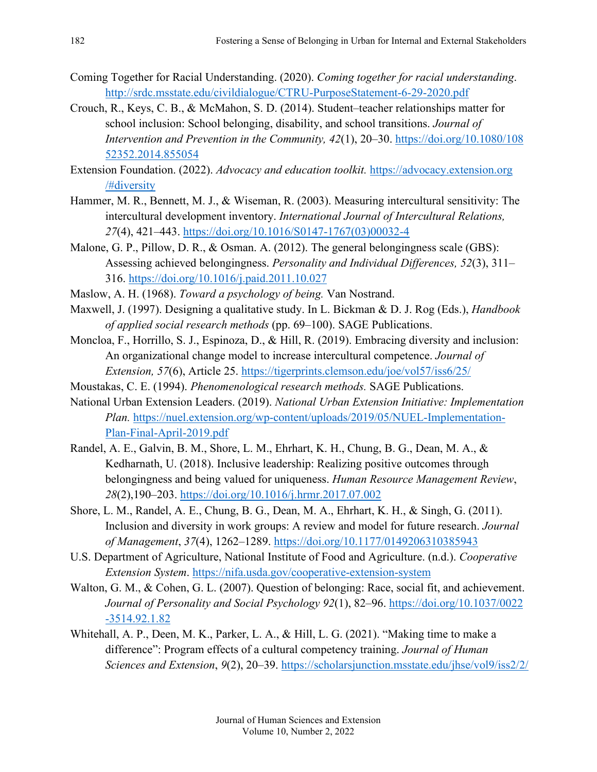Coming Together for Racial Understanding. (2020). *Coming together for racial understanding*. http://srdc.msstate.edu/civildialogue/CTRU-PurposeStatement-6-29-2020.pdf

Crouch, R., Keys, C. B., & McMahon, S. D. (2014). Student–teacher relationships matter for school inclusion: School belonging, disability, and school transitions. *Journal of Intervention and Prevention in the Community, 42*(1), 20–30. https://doi.org/10.1080/10852352.2014.855054

Extension Foundation. (2022). *Advocacy and education toolkit.* https://advocacy.extension.org/#diversity

Hammer, M. R., Bennett, M. J., & Wiseman, R. (2003). Measuring intercultural sensitivity: The intercultural development inventory. *International Journal of Intercultural Relations, 27*(4), 421–443. https://doi.org/10.1016/S0147-1767(03)00032-4

Malone, G. P., Pillow, D. R., & Osman. A. (2012). The general belongingness scale (GBS): Assessing achieved belongingness. *Personality and Individual Differences, 52*(3), 311–316. https://doi.org/10.1016/j.paid.2011.10.027

Maslow, A. H. (1968). *Toward a psychology of being.* Van Nostrand.

Maxwell, J. (1997). Designing a qualitative study. In L. Bickman & D. J. Rog (Eds.), *Handbook of applied social research methods* (pp. 69–100). SAGE Publications.

Moncloa, F., Horrillo, S. J., Espinoza, D., & Hill, R. (2019). Embracing diversity and inclusion: An organizational change model to increase intercultural competence. *Journal of Extension, 57*(6), Article 25. https://tigerprints.clemson.edu/joe/vol57/iss6/25/

Moustakas, C. E. (1994). *Phenomenological research methods.* SAGE Publications.

National Urban Extension Leaders. (2019). *National Urban Extension Initiative: Implementation Plan.* https://nuel.extension.org/wp-content/uploads/2019/05/NUEL-Implementation-Plan-Final-April-2019.pdf

Randel, A. E., Galvin, B. M., Shore, L. M., Ehrhart, K. H., Chung, B. G., Dean, M. A., & Kedharnath, U. (2018). Inclusive leadership: Realizing positive outcomes through belongingness and being valued for uniqueness. *Human Resource Management Review*, *28*(2),190–203. https://doi.org/10.1016/j.hrmr.2017.07.002

Shore, L. M., Randel, A. E., Chung, B. G., Dean, M. A., Ehrhart, K. H., & Singh, G. (2011). Inclusion and diversity in work groups: A review and model for future research. *Journal of Management*, *37*(4), 1262–1289. https://doi.org/10.1177/0149206310385943

U.S. Department of Agriculture, National Institute of Food and Agriculture. (n.d.). *Cooperative Extension System*. https://nifa.usda.gov/cooperative-extension-system

Walton, G. M., & Cohen, G. L. (2007). Question of belonging: Race, social fit, and achievement. *Journal of Personality and Social Psychology 92*(1), 82–96. https://doi.org/10.1037/0022-3514.92.1.82

Whitehall, A. P., Deen, M. K., Parker, L. A., & Hill, L. G. (2021). "Making time to make a difference": Program effects of a cultural competency training. *Journal of Human Sciences and Extension*, *9*(2), 20–39. https://scholarsjunction.msstate.edu/jhse/vol9/iss2/2/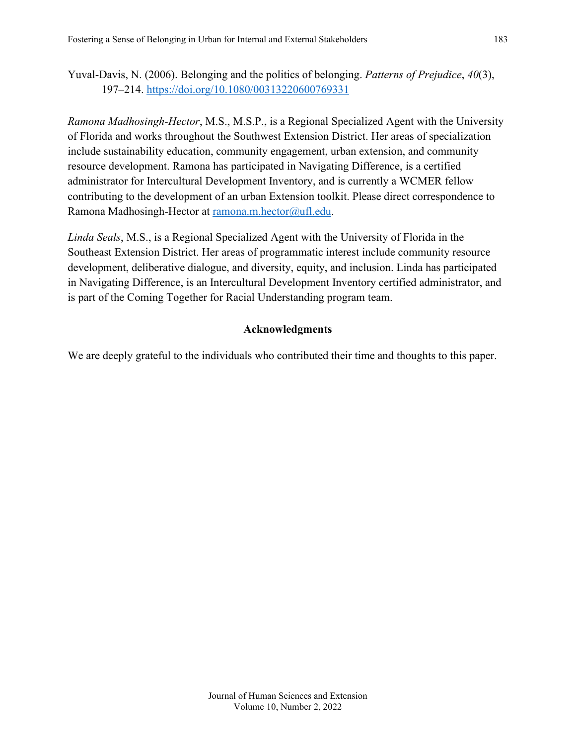Yuval-Davis, N. (2006). Belonging and the politics of belonging. *Patterns of Prejudice*, *40*(3), 197–214. https://doi.org/10.1080/00313220600769331

*Ramona Madhosingh-Hector*, M.S., M.S.P., is a Regional Specialized Agent with the University of Florida and works throughout the Southwest Extension District. Her areas of specialization include sustainability education, community engagement, urban extension, and community resource development. Ramona has participated in Navigating Difference, is a certified administrator for Intercultural Development Inventory, and is currently a WCMER fellow contributing to the development of an urban Extension toolkit. Please direct correspondence to Ramona Madhosingh-Hector at ramona.m.hector@ufl.edu.

*Linda Seals*, M.S., is a Regional Specialized Agent with the University of Florida in the Southeast Extension District. Her areas of programmatic interest include community resource development, deliberative dialogue, and diversity, equity, and inclusion. Linda has participated in Navigating Difference, is an Intercultural Development Inventory certified administrator, and is part of the Coming Together for Racial Understanding program team.

## Acknowledgments

We are deeply grateful to the individuals who contributed their time and thoughts to this paper.